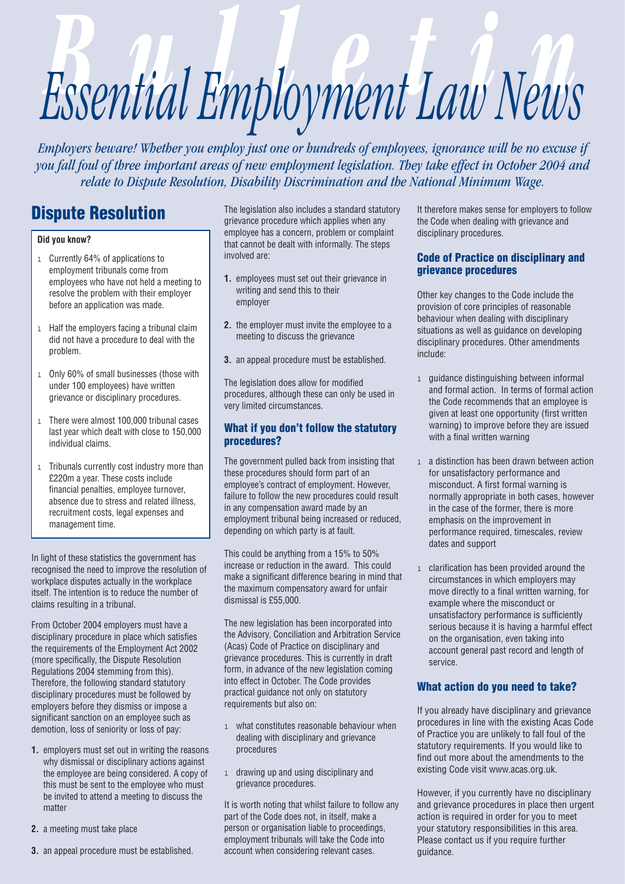# Essential Employment Law News

*Employers beware! Whether you employ just one or hundreds of employees, ignorance will be no excuse if you fall foul of three important areas of new employment legislation. They take effect in October 2004 and relate to Dispute Resolution, Disability Discrimination and the National Minimum Wage.*

## Dispute Resolution

**Did you know?**

- Currently 64% of applications to employment tribunals come from employees who have not held a meeting to resolve the problem with their employer before an application was made.
- Half the employers facing a tribunal claim did not have a procedure to deal with the problem.
- Only 60% of small businesses (those with under 100 employees) have written grievance or disciplinary procedures.
- There were almost 100,000 tribunal cases last year which dealt with close to 150,000 individual claims.
- Tribunals currently cost industry more than £220m a year. These costs include financial penalties, employee turnover, absence due to stress and related illness, recruitment costs, legal expenses and management time.

In light of these statistics the government has recognised the need to improve the resolution of workplace disputes actually in the workplace itself. The intention is to reduce the number of claims resulting in a tribunal.

From October 2004 employers must have a disciplinary procedure in place which satisfies the requirements of the Employment Act 2002 (more specifically, the Dispute Resolution Regulations 2004 stemming from this). Therefore, the following standard statutory disciplinary procedures must be followed by employers before they dismiss or impose a significant sanction on an employee such as demotion, loss of seniority or loss of pay:

1. employers must set out in writing the reasons why dismissal or disciplinary actions against the employee are being considered. A copy of this must be sent to the employee who must be invited to attend a meeting to discuss the matter
2. a meeting must take place
3. an appeal procedure must be established.

The legislation also includes a standard statutory grievance procedure which applies when any employee has a concern, problem or complaint that cannot be dealt with informally. The steps involved are:

1. employees must set out their grievance in writing and send this to their employer
2. the employer must invite the employee to a meeting to discuss the grievance
3. an appeal procedure must be established.

The legislation does allow for modified procedures, although these can only be used in very limited circumstances.

### What if you don't follow the statutory procedures?

The government pulled back from insisting that these procedures should form part of an employee's contract of employment. However, failure to follow the new procedures could result in any compensation award made by an employment tribunal being increased or reduced, depending on which party is at fault.

This could be anything from a 15% to 50% increase or reduction in the award. This could make a significant difference bearing in mind that the maximum compensatory award for unfair dismissal is £55,000.

The new legislation has been incorporated into the Advisory, Conciliation and Arbitration Service (Acas) Code of Practice on disciplinary and grievance procedures. This is currently in draft form, in advance of the new legislation coming into effect in October. The Code provides practical guidance not only on statutory requirements but also on:

- what constitutes reasonable behaviour when dealing with disciplinary and grievance procedures
- drawing up and using disciplinary and grievance procedures.

It is worth noting that whilst failure to follow any part of the Code does not, in itself, make a person or organisation liable to proceedings, employment tribunals will take the Code into account when considering relevant cases.

It therefore makes sense for employers to follow the Code when dealing with grievance and disciplinary procedures.

### Code of Practice on disciplinary and grievance procedures

Other key changes to the Code include the provision of core principles of reasonable behaviour when dealing with disciplinary situations as well as guidance on developing disciplinary procedures. Other amendments include:

- guidance distinguishing between informal and formal action. In terms of formal action the Code recommends that an employee is given at least one opportunity (first written warning) to improve before they are issued with a final written warning
- a distinction has been drawn between action for unsatisfactory performance and misconduct. A first formal warning is normally appropriate in both cases, however in the case of the former, there is more emphasis on the improvement in performance required, timescales, review dates and support
- clarification has been provided around the circumstances in which employers may move directly to a final written warning, for example where the misconduct or unsatisfactory performance is sufficiently serious because it is having a harmful effect on the organisation, even taking into account general past record and length of service.

### What action do you need to take?

If you already have disciplinary and grievance procedures in line with the existing Acas Code of Practice you are unlikely to fall foul of the statutory requirements. If you would like to find out more about the amendments to the existing Code visit www.acas.org.uk.

However, if you currently have no disciplinary and grievance procedures in place then urgent action is required in order for you to meet your statutory responsibilities in this area. Please contact us if you require further guidance.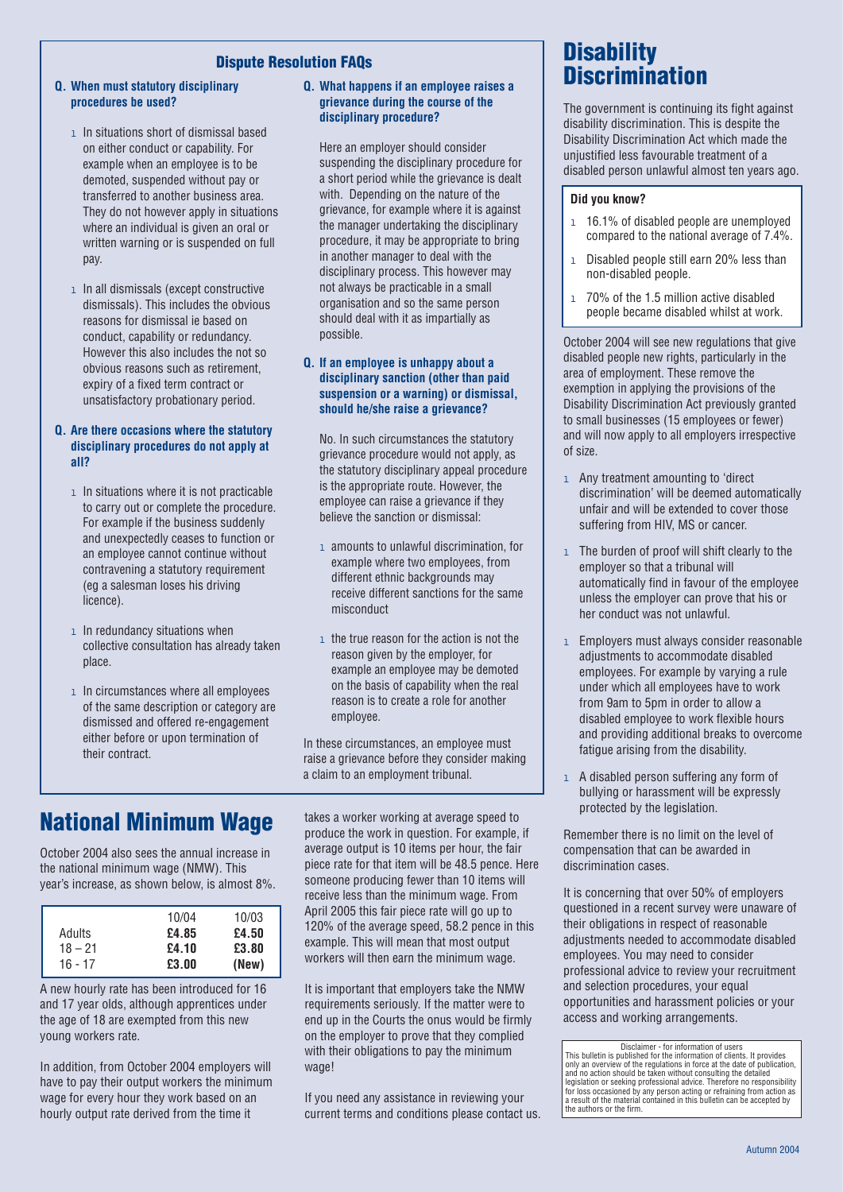## Dispute Resolution FAQs

**Q. When must statutory disciplinary procedures be used?**

- In situations short of dismissal based on either conduct or capability. For example when an employee is to be demoted, suspended without pay or transferred to another business area. They do not however apply in situations where an individual is given an oral or written warning or is suspended on full pay.
- In all dismissals (except constructive dismissals). This includes the obvious reasons for dismissal ie based on conduct, capability or redundancy. However this also includes the not so obvious reasons such as retirement, expiry of a fixed term contract or unsatisfactory probationary period.

**Q. Are there occasions where the statutory disciplinary procedures do not apply at all?**

- In situations where it is not practicable to carry out or complete the procedure. For example if the business suddenly and unexpectedly ceases to function or an employee cannot continue without contravening a statutory requirement (eg a salesman loses his driving licence).
- In redundancy situations when collective consultation has already taken place.
- In circumstances where all employees of the same description or category are dismissed and offered re-engagement either before or upon termination of their contract.

**Q. What happens if an employee raises a grievance during the course of the disciplinary procedure?**

Here an employer should consider suspending the disciplinary procedure for a short period while the grievance is dealt with. Depending on the nature of the grievance, for example where it is against the manager undertaking the disciplinary procedure, it may be appropriate to bring in another manager to deal with the disciplinary process. This however may not always be practicable in a small organisation and so the same person should deal with it as impartially as possible.

**Q. If an employee is unhappy about a disciplinary sanction (other than paid suspension or a warning) or dismissal, should he/she raise a grievance?**

No. In such circumstances the statutory grievance procedure would not apply, as the statutory disciplinary appeal procedure is the appropriate route. However, the employee can raise a grievance if they believe the sanction or dismissal:

- amounts to unlawful discrimination, for example where two employees, from different ethnic backgrounds may receive different sanctions for the same misconduct
- the true reason for the action is not the reason given by the employer, for example an employee may be demoted on the basis of capability when the real reason is to create a role for another employee.

In these circumstances, an employee must raise a grievance before they consider making a claim to an employment tribunal.

# National Minimum Wage

October 2004 also sees the annual increase in the national minimum wage (NMW). This year's increase, as shown below, is almost 8%.

| | 10/04 | 10/03 |
|---|---|---|
| Adults | **£4.85** | **£4.50** |
| 18 – 21 | **£4.10** | **£3.80** |
| 16 - 17 | **£3.00** | **(New)** |

A new hourly rate has been introduced for 16 and 17 year olds, although apprentices under the age of 18 are exempted from this new young workers rate.

In addition, from October 2004 employers will have to pay their output workers the minimum wage for every hour they work based on an hourly output rate derived from the time it takes a worker working at average speed to produce the work in question. For example, if average output is 10 items per hour, the fair piece rate for that item will be 48.5 pence. Here someone producing fewer than 10 items will receive less than the minimum wage. From April 2005 this fair piece rate will go up to 120% of the average speed, 58.2 pence in this example. This will mean that most output workers will then earn the minimum wage.

It is important that employers take the NMW requirements seriously. If the matter were to end up in the Courts the onus would be firmly on the employer to prove that they complied with their obligations to pay the minimum wage!

If you need any assistance in reviewing your current terms and conditions please contact us.

# Disability Discrimination

The government is continuing its fight against disability discrimination. This is despite the Disability Discrimination Act which made the unjustified less favourable treatment of a disabled person unlawful almost ten years ago.

**Did you know?**

- 16.1% of disabled people are unemployed compared to the national average of 7.4%.
- Disabled people still earn 20% less than non-disabled people.
- 70% of the 1.5 million active disabled people became disabled whilst at work.

October 2004 will see new regulations that give disabled people new rights, particularly in the area of employment. These remove the exemption in applying the provisions of the Disability Discrimination Act previously granted to small businesses (15 employees or fewer) and will now apply to all employers irrespective of size.

- Any treatment amounting to 'direct discrimination' will be deemed automatically unfair and will be extended to cover those suffering from HIV, MS or cancer.
- The burden of proof will shift clearly to the employer so that a tribunal will automatically find in favour of the employee unless the employer can prove that his or her conduct was not unlawful.
- Employers must always consider reasonable adjustments to accommodate disabled employees. For example by varying a rule under which all employees have to work from 9am to 5pm in order to allow a disabled employee to work flexible hours and providing additional breaks to overcome fatigue arising from the disability.
- A disabled person suffering any form of bullying or harassment will be expressly protected by the legislation.

Remember there is no limit on the level of compensation that can be awarded in discrimination cases.

It is concerning that over 50% of employers questioned in a recent survey were unaware of their obligations in respect of reasonable adjustments needed to accommodate disabled employees. You may need to consider professional advice to review your recruitment and selection procedures, your equal opportunities and harassment policies or your access and working arrangements.

Disclaimer - for information of users
This bulletin is published for the information of clients. It provides only an overview of the regulations in force at the date of publication, and no action should be taken without consulting the detailed legislation or seeking professional advice. Therefore no responsibility for loss occasioned by any person acting or refraining from action as a result of the material contained in this bulletin can be accepted by the authors or the firm.

Autumn 2004